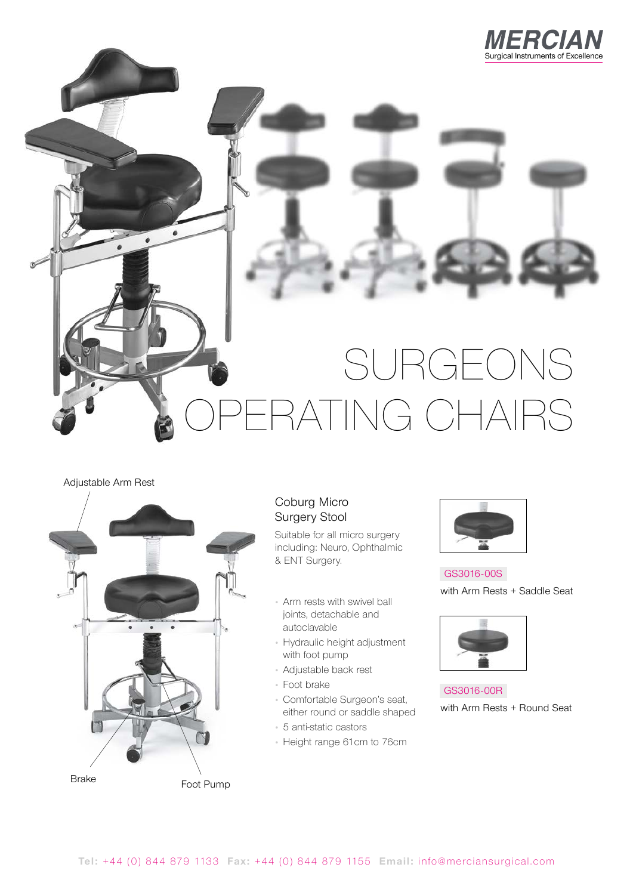MERCIAN
Surgical Instruments of Excellence

# SURGEONS OPERATING CHAIRS

Adjustable Arm Rest

Brake

Foot Pump

## Coburg Micro Surgery Stool

Suitable for all micro surgery including: Neuro, Ophthalmic & ENT Surgery.

- Arm rests with swivel ball joints, detachable and autoclavable
- Hydraulic height adjustment with foot pump
- Adjustable back rest
- Foot brake
- Comfortable Surgeon's seat, either round or saddle shaped
- 5 anti-static castors
- Height range 61cm to 76cm

GS3016-00S
with Arm Rests + Saddle Seat

GS3016-00R
with Arm Rests + Round Seat

**Tel:** +44 (0) 844 879 1133 **Fax:** +44 (0) 844 879 1155 **Email:** info@merciansurgical.com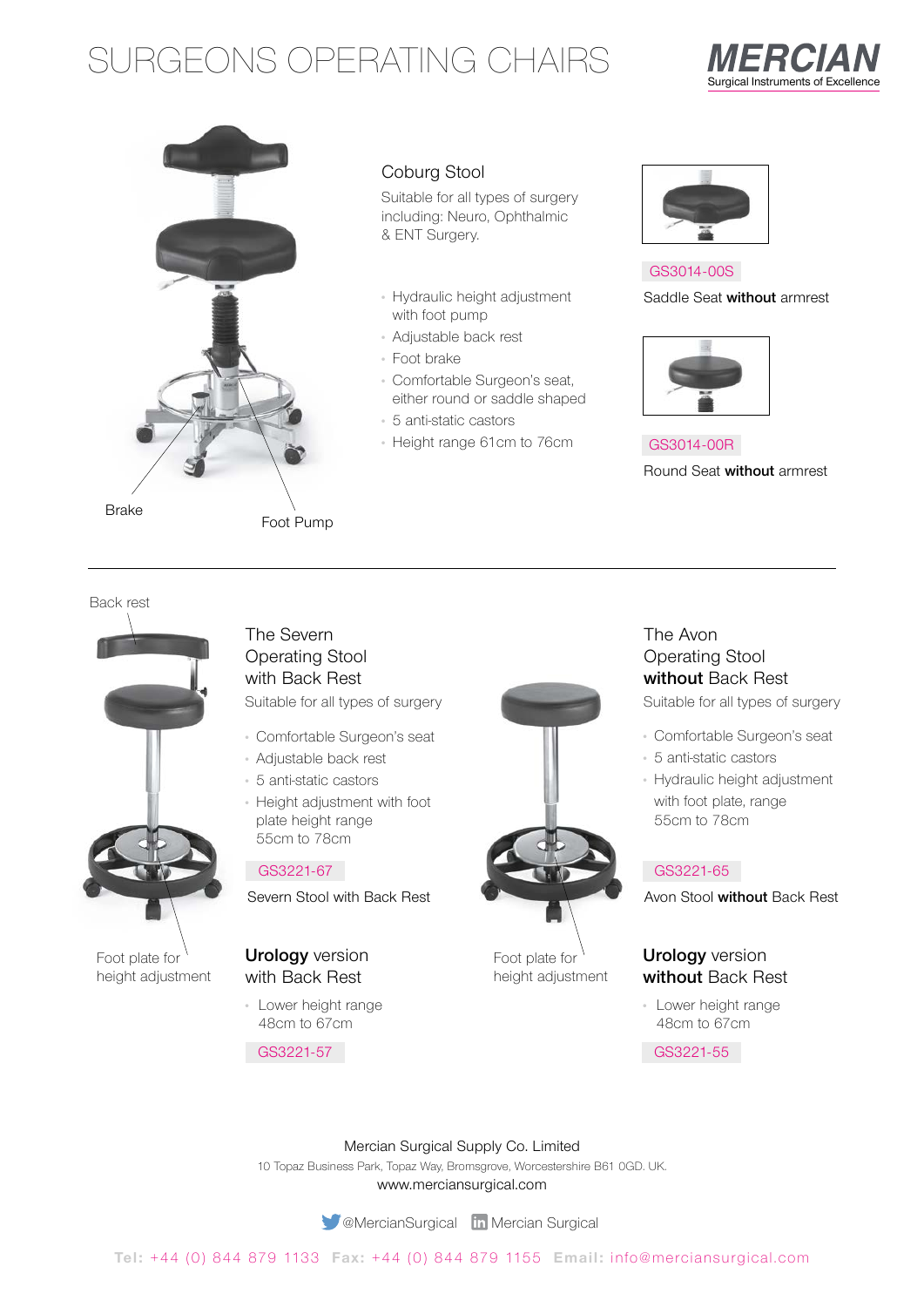# SURGEONS OPERATING CHAIRS

**MERCIAN**
Surgical Instruments of Excellence

Brake

Foot Pump

## Coburg Stool

Suitable for all types of surgery including: Neuro, Ophthalmic & ENT Surgery.

- Hydraulic height adjustment with foot pump
- Adjustable back rest
- Foot brake
- Comfortable Surgeon's seat, either round or saddle shaped
- 5 anti-static castors
- Height range 61cm to 76cm

GS3014-00S

Saddle Seat **without** armrest

GS3014-00R

Round Seat **without** armrest

---

Back rest

Foot plate for height adjustment

## The Severn Operating Stool with Back Rest

Suitable for all types of surgery

- Comfortable Surgeon's seat
- Adjustable back rest
- 5 anti-static castors
- Height adjustment with foot plate height range 55cm to 78cm

GS3221-67

Severn Stool with Back Rest

### **Urology** version with Back Rest

- Lower height range 48cm to 67cm

GS3221-57

Foot plate for height adjustment

## The Avon Operating Stool **without** Back Rest

Suitable for all types of surgery

- Comfortable Surgeon's seat
- 5 anti-static castors
- Hydraulic height adjustment with foot plate, range 55cm to 78cm

GS3221-65

Avon Stool **without** Back Rest

### **Urology** version **without** Back Rest

- Lower height range 48cm to 67cm

GS3221-55

Mercian Surgical Supply Co. Limited
10 Topaz Business Park, Topaz Way, Bromsgrove, Worcestershire B61 0GD. UK.
www.merciansurgical.com

@MercianSurgical Mercian Surgical

**Tel:** +44 (0) 844 879 1133 **Fax:** +44 (0) 844 879 1155 **Email:** info@merciansurgical.com